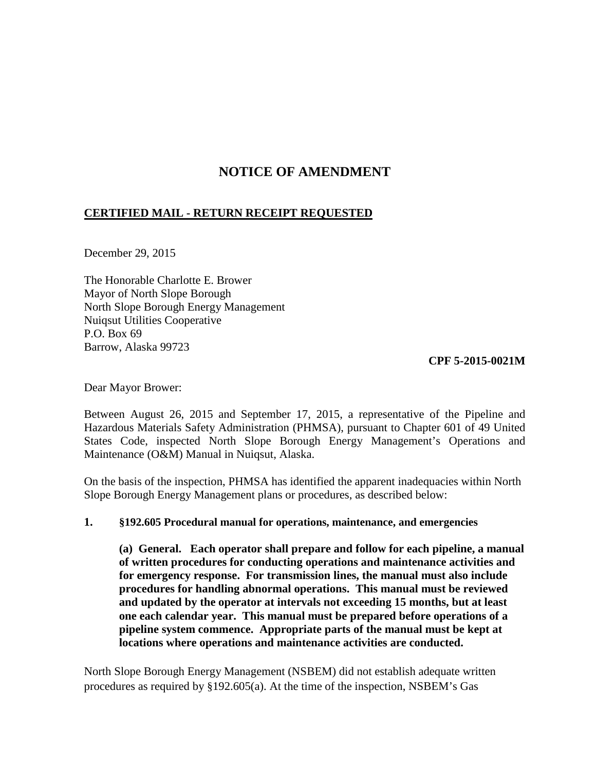# NOTICE OF AMENDMENT

**CERTIFIED MAIL - RETURN RECEIPT REQUESTED**

December 29, 2015

The Honorable Charlotte E. Brower
Mayor of North Slope Borough
North Slope Borough Energy Management
Nuiqsut Utilities Cooperative
P.O. Box 69
Barrow, Alaska 99723

**CPF 5-2015-0021M**

Dear Mayor Brower:

Between August 26, 2015 and September 17, 2015, a representative of the Pipeline and Hazardous Materials Safety Administration (PHMSA), pursuant to Chapter 601 of 49 United States Code, inspected North Slope Borough Energy Management's Operations and Maintenance (O&M) Manual in Nuiqsut, Alaska.

On the basis of the inspection, PHMSA has identified the apparent inadequacies within North Slope Borough Energy Management plans or procedures, as described below:

**1. §192.605 Procedural manual for operations, maintenance, and emergencies**

> **(a) General. Each operator shall prepare and follow for each pipeline, a manual of written procedures for conducting operations and maintenance activities and for emergency response. For transmission lines, the manual must also include procedures for handling abnormal operations. This manual must be reviewed and updated by the operator at intervals not exceeding 15 months, but at least one each calendar year. This manual must be prepared before operations of a pipeline system commence. Appropriate parts of the manual must be kept at locations where operations and maintenance activities are conducted.**

North Slope Borough Energy Management (NSBEM) did not establish adequate written procedures as required by §192.605(a). At the time of the inspection, NSBEM's Gas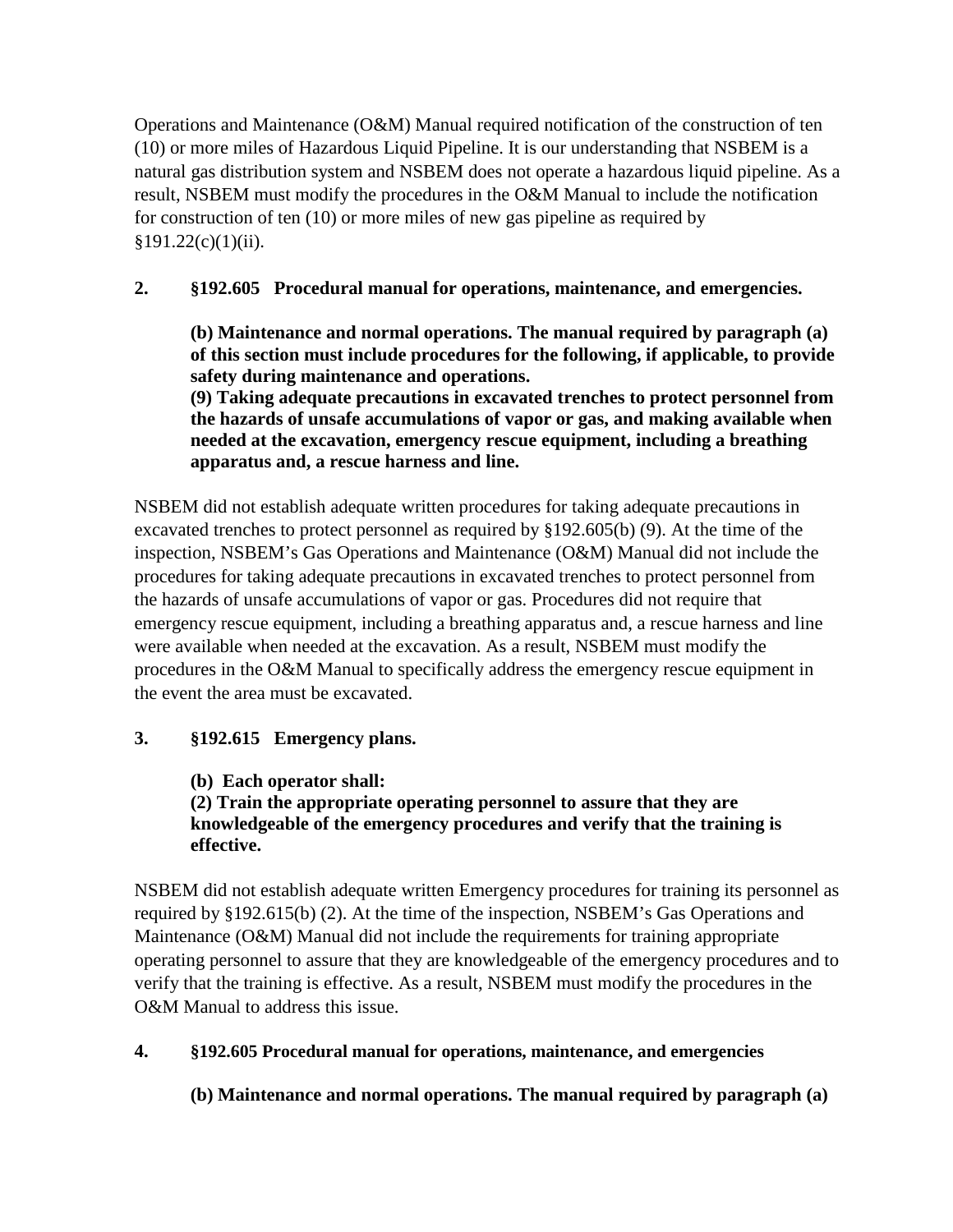Operations and Maintenance (O&M) Manual required notification of the construction of ten (10) or more miles of Hazardous Liquid Pipeline. It is our understanding that NSBEM is a natural gas distribution system and NSBEM does not operate a hazardous liquid pipeline. As a result, NSBEM must modify the procedures in the O&M Manual to include the notification for construction of ten (10) or more miles of new gas pipeline as required by §191.22(c)(1)(ii).

**2. §192.605 Procedural manual for operations, maintenance, and emergencies.**

> **(b) Maintenance and normal operations. The manual required by paragraph (a) of this section must include procedures for the following, if applicable, to provide safety during maintenance and operations.**
> **(9) Taking adequate precautions in excavated trenches to protect personnel from the hazards of unsafe accumulations of vapor or gas, and making available when needed at the excavation, emergency rescue equipment, including a breathing apparatus and, a rescue harness and line.**

NSBEM did not establish adequate written procedures for taking adequate precautions in excavated trenches to protect personnel as required by §192.605(b) (9). At the time of the inspection, NSBEM's Gas Operations and Maintenance (O&M) Manual did not include the procedures for taking adequate precautions in excavated trenches to protect personnel from the hazards of unsafe accumulations of vapor or gas. Procedures did not require that emergency rescue equipment, including a breathing apparatus and, a rescue harness and line were available when needed at the excavation. As a result, NSBEM must modify the procedures in the O&M Manual to specifically address the emergency rescue equipment in the event the area must be excavated.

**3. §192.615 Emergency plans.**

> **(b) Each operator shall:**
> **(2) Train the appropriate operating personnel to assure that they are knowledgeable of the emergency procedures and verify that the training is effective.**

NSBEM did not establish adequate written Emergency procedures for training its personnel as required by §192.615(b) (2). At the time of the inspection, NSBEM's Gas Operations and Maintenance (O&M) Manual did not include the requirements for training appropriate operating personnel to assure that they are knowledgeable of the emergency procedures and to verify that the training is effective. As a result, NSBEM must modify the procedures in the O&M Manual to address this issue.

**4. §192.605 Procedural manual for operations, maintenance, and emergencies**

> **(b) Maintenance and normal operations. The manual required by paragraph (a)**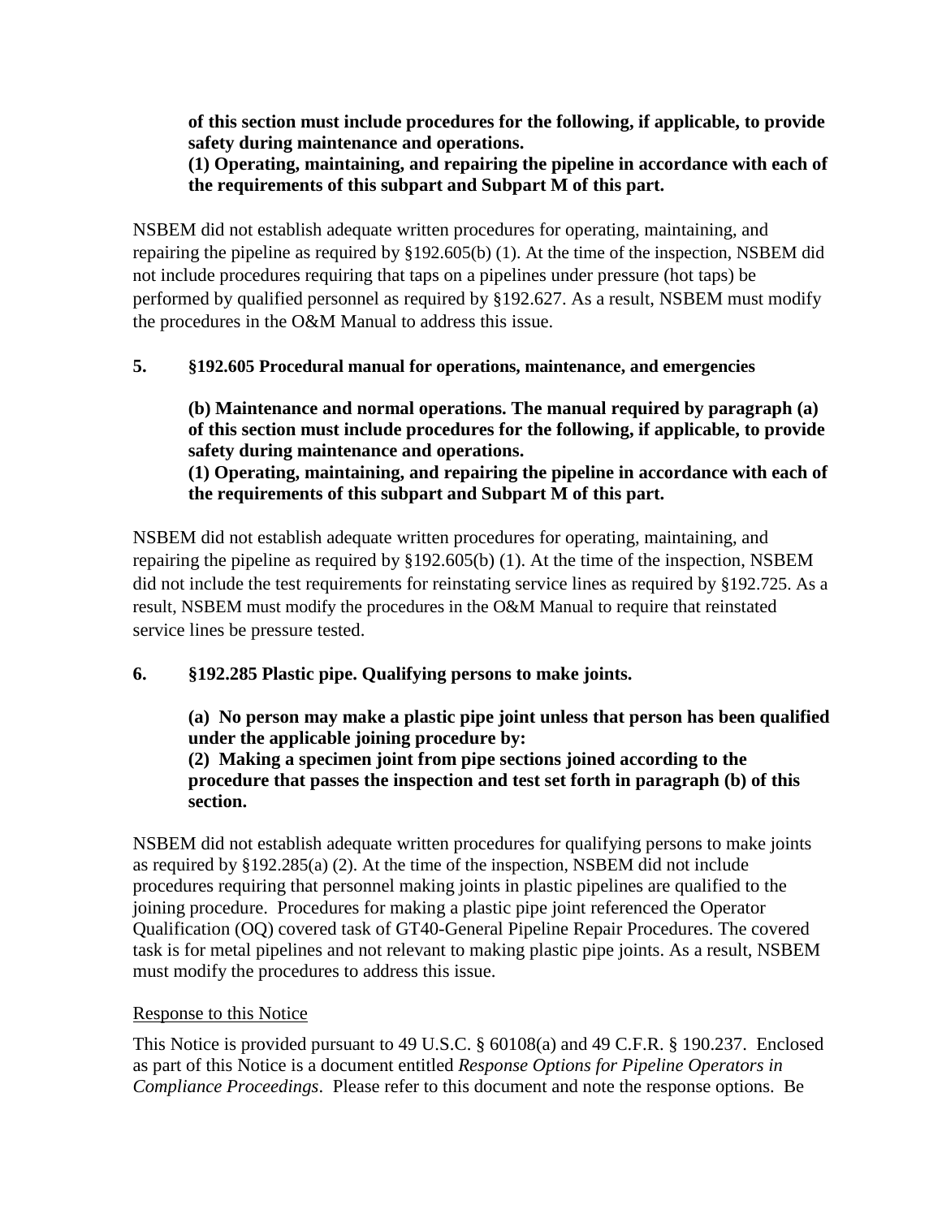**of this section must include procedures for the following, if applicable, to provide safety during maintenance and operations.**
**(1) Operating, maintaining, and repairing the pipeline in accordance with each of the requirements of this subpart and Subpart M of this part.**

NSBEM did not establish adequate written procedures for operating, maintaining, and repairing the pipeline as required by §192.605(b) (1). At the time of the inspection, NSBEM did not include procedures requiring that taps on a pipelines under pressure (hot taps) be performed by qualified personnel as required by §192.627. As a result, NSBEM must modify the procedures in the O&M Manual to address this issue.

**5. §192.605 Procedural manual for operations, maintenance, and emergencies**

**(b) Maintenance and normal operations. The manual required by paragraph (a) of this section must include procedures for the following, if applicable, to provide safety during maintenance and operations.**
**(1) Operating, maintaining, and repairing the pipeline in accordance with each of the requirements of this subpart and Subpart M of this part.**

NSBEM did not establish adequate written procedures for operating, maintaining, and repairing the pipeline as required by §192.605(b) (1). At the time of the inspection, NSBEM did not include the test requirements for reinstating service lines as required by §192.725. As a result, NSBEM must modify the procedures in the O&M Manual to require that reinstated service lines be pressure tested.

**6. §192.285 Plastic pipe. Qualifying persons to make joints.**

**(a) No person may make a plastic pipe joint unless that person has been qualified under the applicable joining procedure by:**
**(2) Making a specimen joint from pipe sections joined according to the procedure that passes the inspection and test set forth in paragraph (b) of this section.**

NSBEM did not establish adequate written procedures for qualifying persons to make joints as required by §192.285(a) (2). At the time of the inspection, NSBEM did not include procedures requiring that personnel making joints in plastic pipelines are qualified to the joining procedure. Procedures for making a plastic pipe joint referenced the Operator Qualification (OQ) covered task of GT40-General Pipeline Repair Procedures. The covered task is for metal pipelines and not relevant to making plastic pipe joints. As a result, NSBEM must modify the procedures to address this issue.

Response to this Notice

This Notice is provided pursuant to 49 U.S.C. § 60108(a) and 49 C.F.R. § 190.237. Enclosed as part of this Notice is a document entitled *Response Options for Pipeline Operators in Compliance Proceedings*. Please refer to this document and note the response options. Be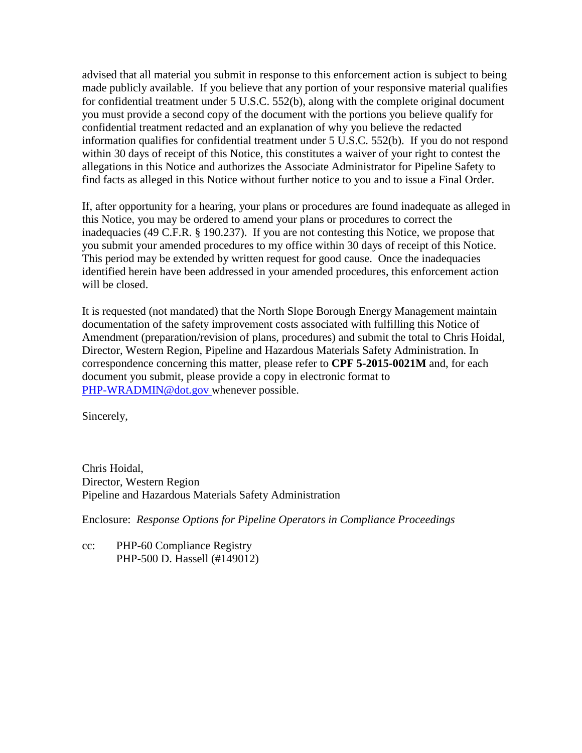advised that all material you submit in response to this enforcement action is subject to being made publicly available. If you believe that any portion of your responsive material qualifies for confidential treatment under 5 U.S.C. 552(b), along with the complete original document you must provide a second copy of the document with the portions you believe qualify for confidential treatment redacted and an explanation of why you believe the redacted information qualifies for confidential treatment under 5 U.S.C. 552(b). If you do not respond within 30 days of receipt of this Notice, this constitutes a waiver of your right to contest the allegations in this Notice and authorizes the Associate Administrator for Pipeline Safety to find facts as alleged in this Notice without further notice to you and to issue a Final Order.

If, after opportunity for a hearing, your plans or procedures are found inadequate as alleged in this Notice, you may be ordered to amend your plans or procedures to correct the inadequacies (49 C.F.R. § 190.237). If you are not contesting this Notice, we propose that you submit your amended procedures to my office within 30 days of receipt of this Notice. This period may be extended by written request for good cause. Once the inadequacies identified herein have been addressed in your amended procedures, this enforcement action will be closed.

It is requested (not mandated) that the North Slope Borough Energy Management maintain documentation of the safety improvement costs associated with fulfilling this Notice of Amendment (preparation/revision of plans, procedures) and submit the total to Chris Hoidal, Director, Western Region, Pipeline and Hazardous Materials Safety Administration. In correspondence concerning this matter, please refer to **CPF 5-2015-0021M** and, for each document you submit, please provide a copy in electronic format to PHP-WRADMIN@dot.gov whenever possible.

Sincerely,

Chris Hoidal,
Director, Western Region
Pipeline and Hazardous Materials Safety Administration

Enclosure: *Response Options for Pipeline Operators in Compliance Proceedings*

cc: PHP-60 Compliance Registry
PHP-500 D. Hassell (#149012)